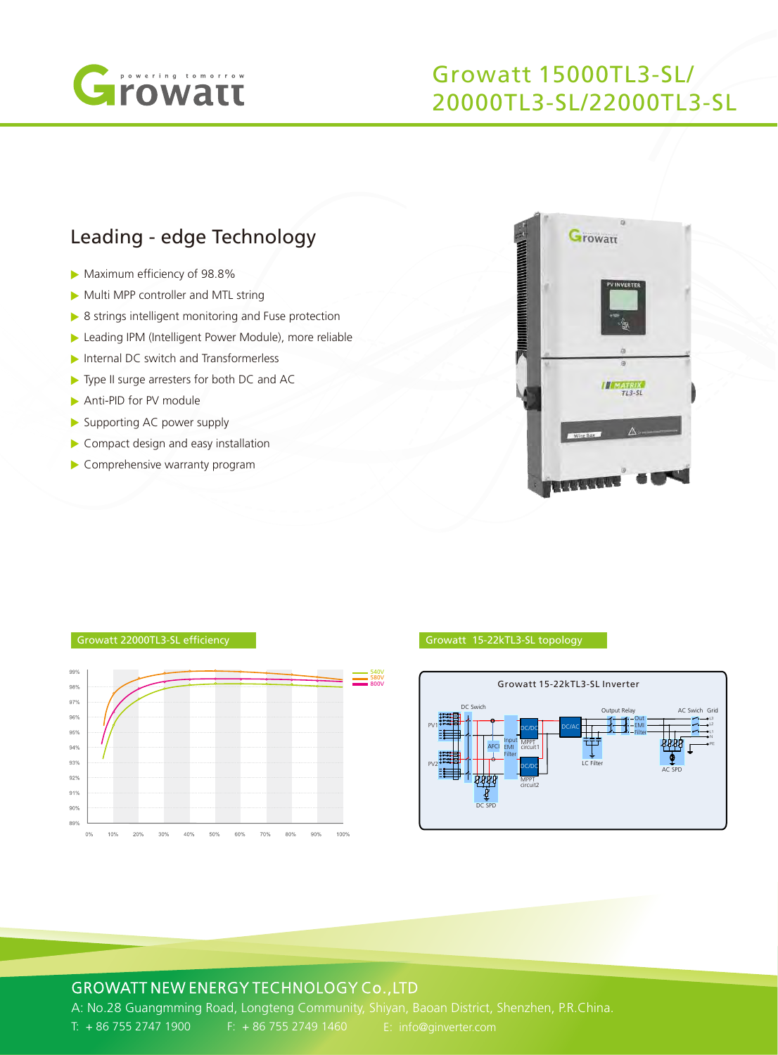# Growatt 15000TL3-SL/ 20000TL3-SL/22000TL3-SL

## Leading - edge Technology

- Maximum efficiency of 98.8%
- Multi MPP controller and MTL string
- 8 strings intelligent monitoring and Fuse protection
- Leading IPM (Intelligent Power Module), more reliable
- Internal DC switch and Transformerless
- Type II surge arresters for both DC and AC
- Anti-PID for PV module
- Supporting AC power supply
- Compact design and easy installation
- Comprehensive warranty program

Growatt 22000TL3-SL efficiency

Growatt 15-22kTL3-SL topology

GROWATT NEW ENERGY TECHNOLOGY Co.,LTD

A: No.28 Guangmming Road, Longteng Community, Shiyan, Baoan District, Shenzhen, P.R.China.

T: + 86 755 2747 1900 F: + 86 755 2749 1460 E: info@ginverter.com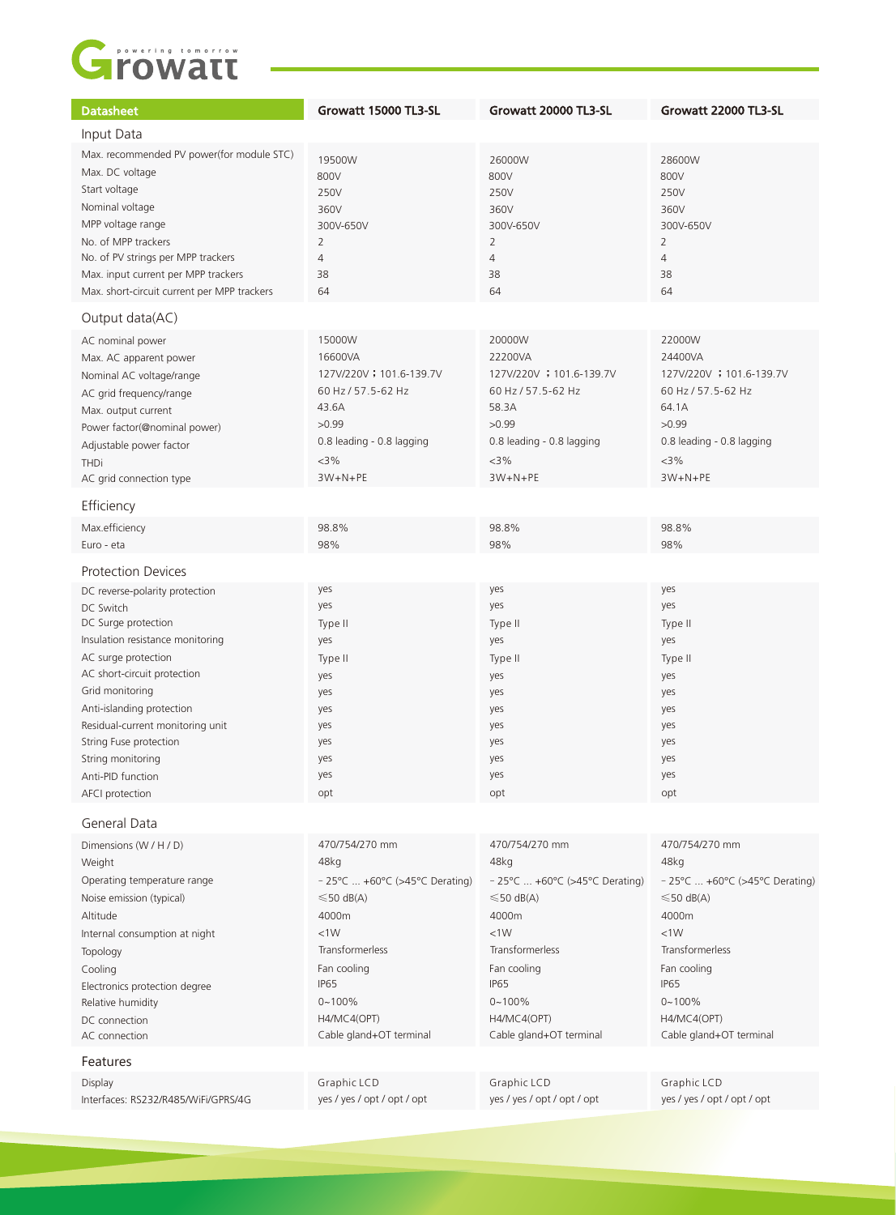| Datasheet | Growatt 15000 TL3-SL | Growatt 20000 TL3-SL | Growatt 22000 TL3-SL |
|---|---|---|---|
| **Input Data** | | | |
| Max. recommended PV power(for module STC) | 19500W | 26000W | 28600W |
| Max. DC voltage | 800V | 800V | 800V |
| Start voltage | 250V | 250V | 250V |
| Nominal voltage | 360V | 360V | 360V |
| MPP voltage range | 300V-650V | 300V-650V | 300V-650V |
| No. of MPP trackers | 2 | 2 | 2 |
| No. of PV strings per MPP trackers | 4 | 4 | 4 |
| Max. input current per MPP trackers | 38 | 38 | 38 |
| Max. short-circuit current per MPP trackers | 64 | 64 | 64 |
| **Output data(AC)** | | | |
| AC nominal power | 15000W | 20000W | 22000W |
| Max. AC apparent power | 16600VA | 22200VA | 24400VA |
| Nominal AC voltage/range | 127V/220V；101.6-139.7V | 127V/220V ；101.6-139.7V | 127V/220V ；101.6-139.7V |
| AC grid frequency/range | 60 Hz / 57.5-62 Hz | 60 Hz / 57.5-62 Hz | 60 Hz / 57.5-62 Hz |
| Max. output current | 43.6A | 58.3A | 64.1A |
| Power factor(@nominal power) | >0.99 | >0.99 | >0.99 |
| Adjustable power factor | 0.8 leading - 0.8 lagging | 0.8 leading - 0.8 lagging | 0.8 leading - 0.8 lagging |
| THDi | <3% | <3% | <3% |
| AC grid connection type | 3W+N+PE | 3W+N+PE | 3W+N+PE |
| **Efficiency** | | | |
| Max.efficiency | 98.8% | 98.8% | 98.8% |
| Euro - eta | 98% | 98% | 98% |
| **Protection Devices** | | | |
| DC reverse-polarity protection | yes | yes | yes |
| DC Switch | yes | yes | yes |
| DC Surge protection | Type II | Type II | Type II |
| Insulation resistance monitoring | yes | yes | yes |
| AC surge protection | Type II | Type II | Type II |
| AC short-circuit protection | yes | yes | yes |
| Grid monitoring | yes | yes | yes |
| Anti-islanding protection | yes | yes | yes |
| Residual-current monitoring unit | yes | yes | yes |
| String Fuse protection | yes | yes | yes |
| String monitoring | yes | yes | yes |
| Anti-PID function | yes | yes | yes |
| AFCI protection | opt | opt | opt |
| **General Data** | | | |
| Dimensions (W / H / D) | 470/754/270 mm | 470/754/270 mm | 470/754/270 mm |
| Weight | 48kg | 48kg | 48kg |
| Operating temperature range | - 25°C ... +60°C (>45°C Derating) | - 25°C ... +60°C (>45°C Derating) | - 25°C ... +60°C (>45°C Derating) |
| Noise emission (typical) | ≤50 dB(A) | ≤50 dB(A) | ≤50 dB(A) |
| Altitude | 4000m | 4000m | 4000m |
| Internal consumption at night | <1W | <1W | <1W |
| Topology | Transformerless | Transformerless | Transformerless |
| Cooling | Fan cooling | Fan cooling | Fan cooling |
| Electronics protection degree | IP65 | IP65 | IP65 |
| Relative humidity | 0~100% | 0~100% | 0~100% |
| DC connection | H4/MC4(OPT) | H4/MC4(OPT) | H4/MC4(OPT) |
| AC connection | Cable gland+OT terminal | Cable gland+OT terminal | Cable gland+OT terminal |
| **Features** | | | |
| Display | Graphic LCD | Graphic LCD | Graphic LCD |
| Interfaces: RS232/R485/WiFi/GPRS/4G | yes / yes / opt / opt / opt | yes / yes / opt / opt / opt | yes / yes / opt / opt / opt |